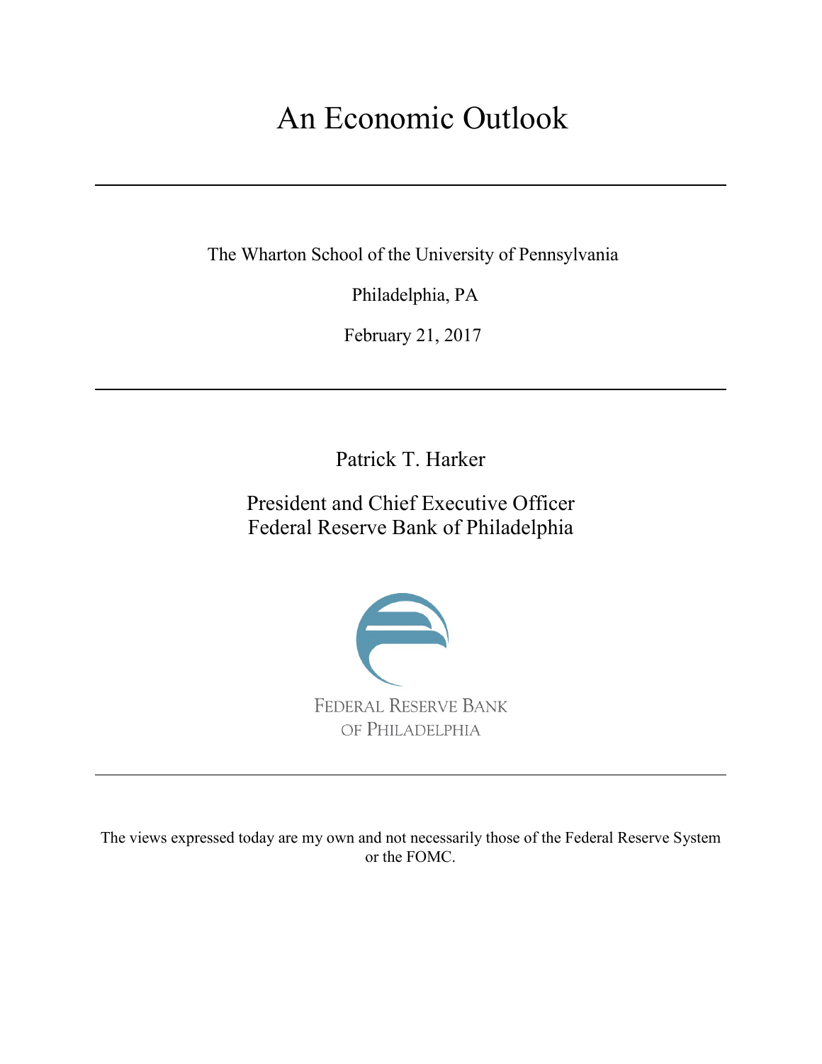# An Economic Outlook

---

The Wharton School of the University of Pennsylvania

Philadelphia, PA

February 21, 2017

---

Patrick T. Harker

President and Chief Executive Officer
Federal Reserve Bank of Philadelphia

FEDERAL RESERVE BANK
OF PHILADELPHIA

---

The views expressed today are my own and not necessarily those of the Federal Reserve System or the FOMC.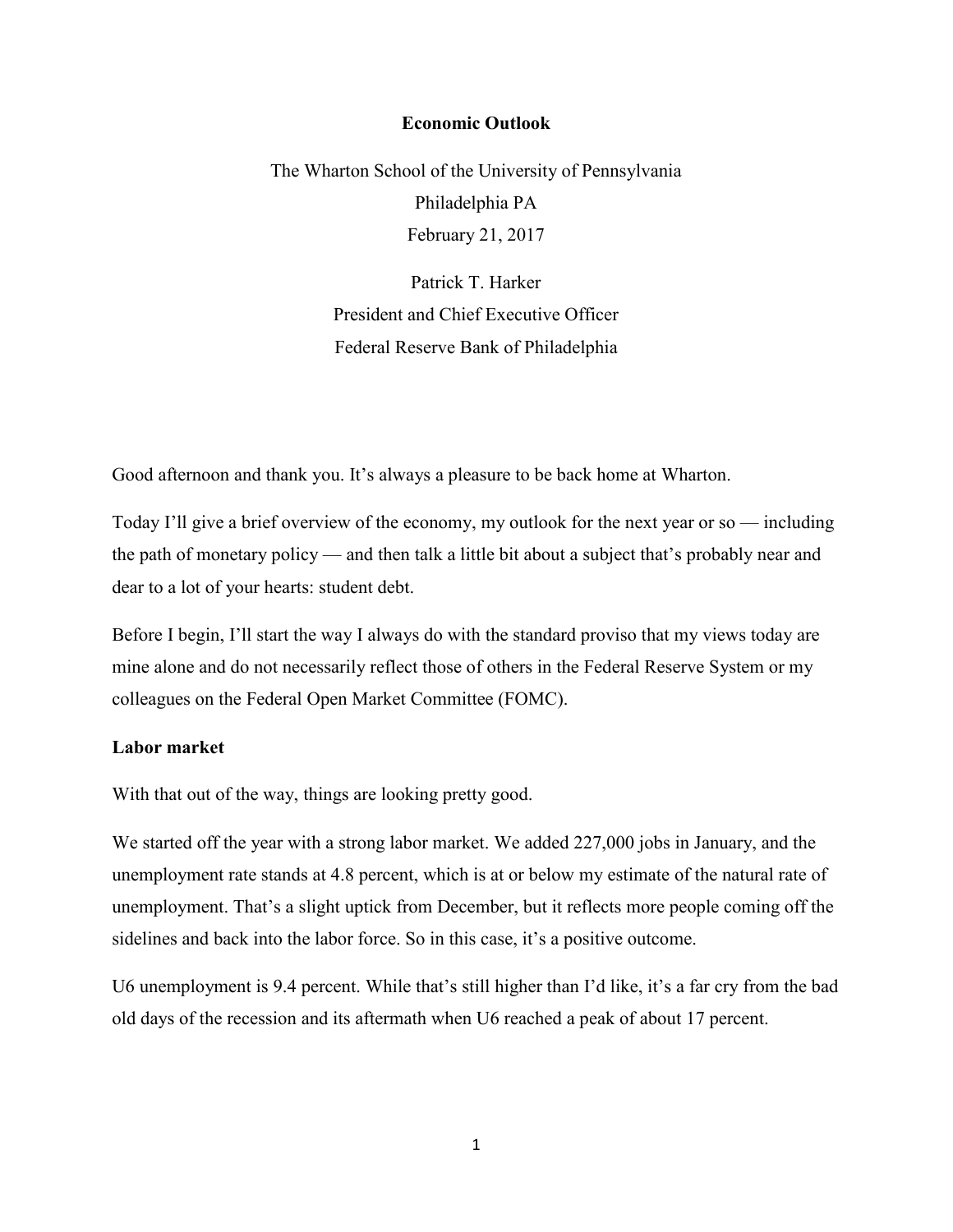**Economic Outlook**

The Wharton School of the University of Pennsylvania
Philadelphia PA
February 21, 2017

Patrick T. Harker
President and Chief Executive Officer
Federal Reserve Bank of Philadelphia

Good afternoon and thank you. It's always a pleasure to be back home at Wharton.

Today I'll give a brief overview of the economy, my outlook for the next year or so — including the path of monetary policy — and then talk a little bit about a subject that's probably near and dear to a lot of your hearts: student debt.

Before I begin, I'll start the way I always do with the standard proviso that my views today are mine alone and do not necessarily reflect those of others in the Federal Reserve System or my colleagues on the Federal Open Market Committee (FOMC).

## Labor market

With that out of the way, things are looking pretty good.

We started off the year with a strong labor market. We added 227,000 jobs in January, and the unemployment rate stands at 4.8 percent, which is at or below my estimate of the natural rate of unemployment. That's a slight uptick from December, but it reflects more people coming off the sidelines and back into the labor force. So in this case, it's a positive outcome.

U6 unemployment is 9.4 percent. While that's still higher than I'd like, it's a far cry from the bad old days of the recession and its aftermath when U6 reached a peak of about 17 percent.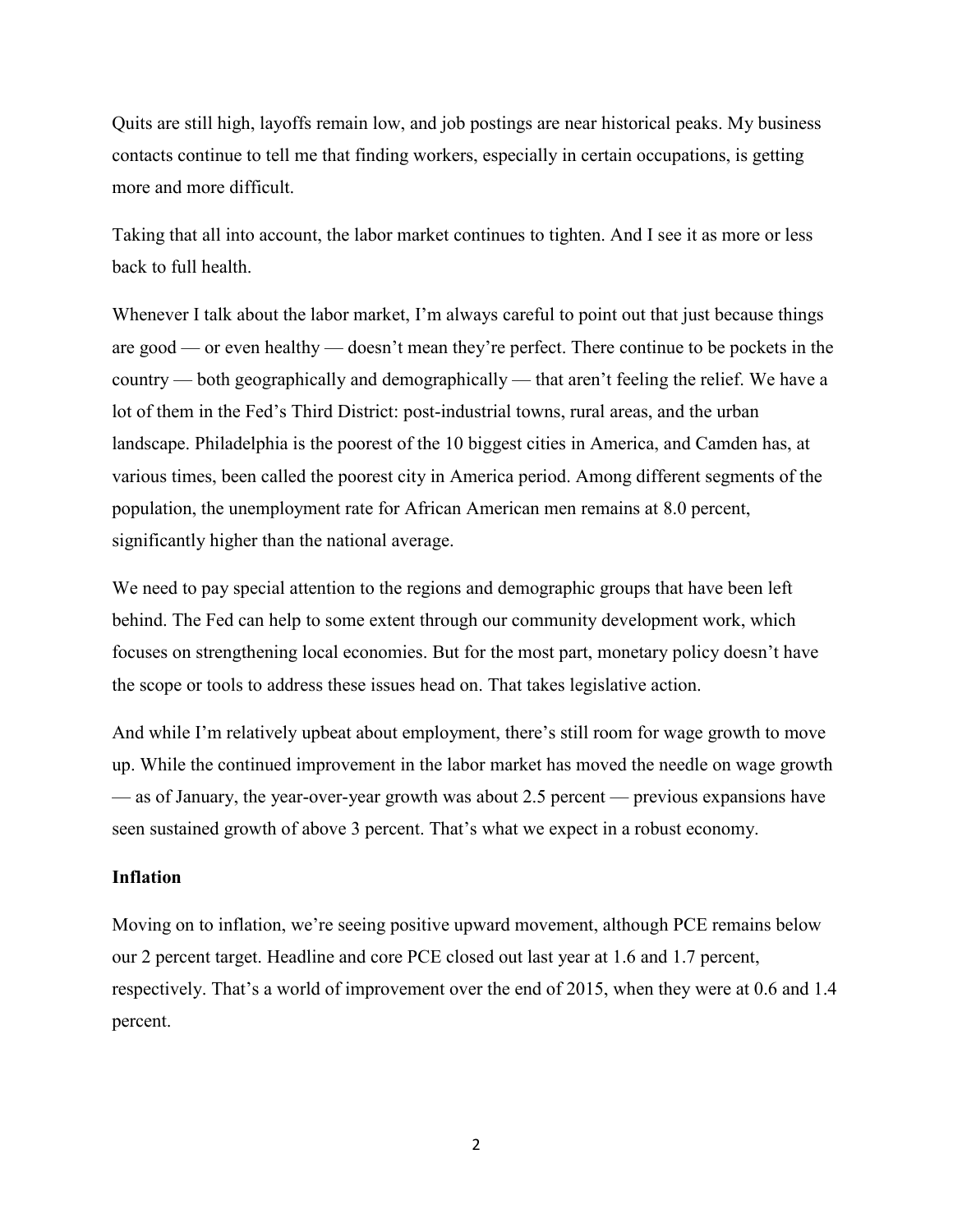Quits are still high, layoffs remain low, and job postings are near historical peaks. My business contacts continue to tell me that finding workers, especially in certain occupations, is getting more and more difficult.

Taking that all into account, the labor market continues to tighten. And I see it as more or less back to full health.

Whenever I talk about the labor market, I'm always careful to point out that just because things are good — or even healthy — doesn't mean they're perfect. There continue to be pockets in the country — both geographically and demographically — that aren't feeling the relief. We have a lot of them in the Fed's Third District: post-industrial towns, rural areas, and the urban landscape. Philadelphia is the poorest of the 10 biggest cities in America, and Camden has, at various times, been called the poorest city in America period. Among different segments of the population, the unemployment rate for African American men remains at 8.0 percent, significantly higher than the national average.

We need to pay special attention to the regions and demographic groups that have been left behind. The Fed can help to some extent through our community development work, which focuses on strengthening local economies. But for the most part, monetary policy doesn't have the scope or tools to address these issues head on. That takes legislative action.

And while I'm relatively upbeat about employment, there's still room for wage growth to move up. While the continued improvement in the labor market has moved the needle on wage growth — as of January, the year-over-year growth was about 2.5 percent — previous expansions have seen sustained growth of above 3 percent. That's what we expect in a robust economy.

**Inflation**

Moving on to inflation, we're seeing positive upward movement, although PCE remains below our 2 percent target. Headline and core PCE closed out last year at 1.6 and 1.7 percent, respectively. That's a world of improvement over the end of 2015, when they were at 0.6 and 1.4 percent.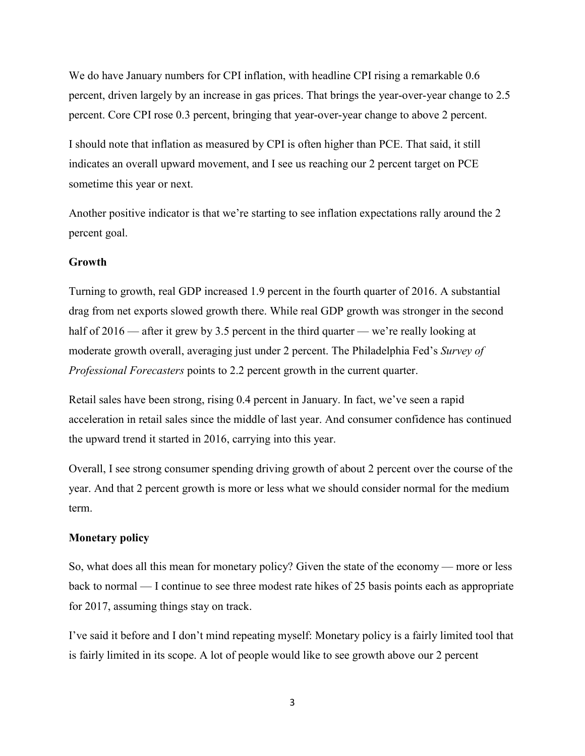We do have January numbers for CPI inflation, with headline CPI rising a remarkable 0.6 percent, driven largely by an increase in gas prices. That brings the year-over-year change to 2.5 percent. Core CPI rose 0.3 percent, bringing that year-over-year change to above 2 percent.

I should note that inflation as measured by CPI is often higher than PCE. That said, it still indicates an overall upward movement, and I see us reaching our 2 percent target on PCE sometime this year or next.

Another positive indicator is that we're starting to see inflation expectations rally around the 2 percent goal.

**Growth**

Turning to growth, real GDP increased 1.9 percent in the fourth quarter of 2016. A substantial drag from net exports slowed growth there. While real GDP growth was stronger in the second half of 2016 — after it grew by 3.5 percent in the third quarter — we're really looking at moderate growth overall, averaging just under 2 percent. The Philadelphia Fed's *Survey of Professional Forecasters* points to 2.2 percent growth in the current quarter.

Retail sales have been strong, rising 0.4 percent in January. In fact, we've seen a rapid acceleration in retail sales since the middle of last year. And consumer confidence has continued the upward trend it started in 2016, carrying into this year.

Overall, I see strong consumer spending driving growth of about 2 percent over the course of the year. And that 2 percent growth is more or less what we should consider normal for the medium term.

**Monetary policy**

So, what does all this mean for monetary policy? Given the state of the economy — more or less back to normal — I continue to see three modest rate hikes of 25 basis points each as appropriate for 2017, assuming things stay on track.

I've said it before and I don't mind repeating myself: Monetary policy is a fairly limited tool that is fairly limited in its scope. A lot of people would like to see growth above our 2 percent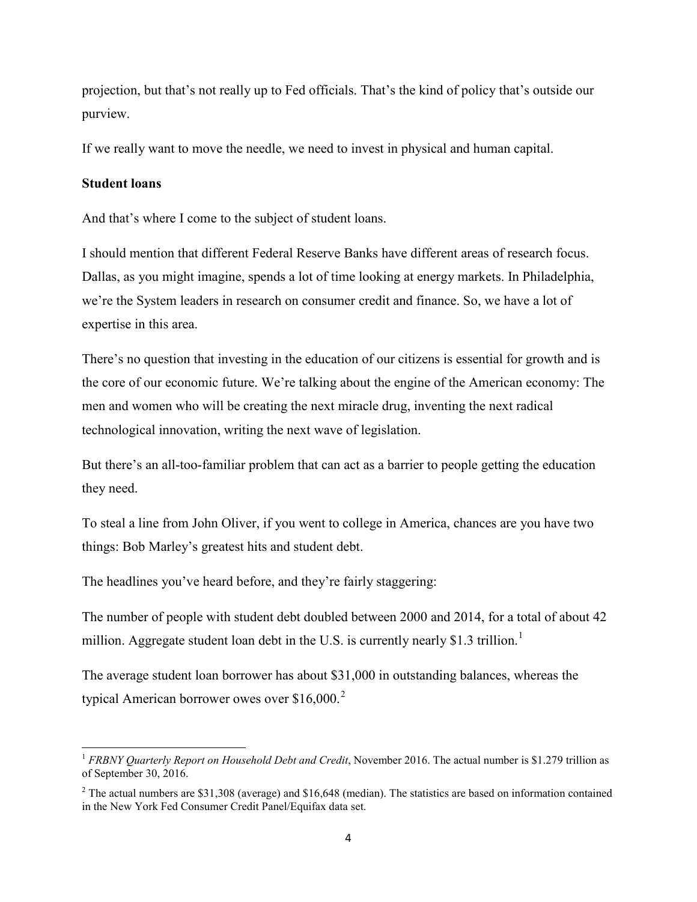projection, but that's not really up to Fed officials. That's the kind of policy that's outside our purview.

If we really want to move the needle, we need to invest in physical and human capital.

**Student loans**

And that's where I come to the subject of student loans.

I should mention that different Federal Reserve Banks have different areas of research focus. Dallas, as you might imagine, spends a lot of time looking at energy markets. In Philadelphia, we're the System leaders in research on consumer credit and finance. So, we have a lot of expertise in this area.

There's no question that investing in the education of our citizens is essential for growth and is the core of our economic future. We're talking about the engine of the American economy: The men and women who will be creating the next miracle drug, inventing the next radical technological innovation, writing the next wave of legislation.

But there's an all-too-familiar problem that can act as a barrier to people getting the education they need.

To steal a line from John Oliver, if you went to college in America, chances are you have two things: Bob Marley's greatest hits and student debt.

The headlines you've heard before, and they're fairly staggering:

The number of people with student debt doubled between 2000 and 2014, for a total of about 42 million. Aggregate student loan debt in the U.S. is currently nearly $1.3 trillion.[1]

The average student loan borrower has about $31,000 in outstanding balances, whereas the typical American borrower owes over $16,000.[2]

---

[1] *FRBNY Quarterly Report on Household Debt and Credit*, November 2016. The actual number is $1.279 trillion as of September 30, 2016.

[2] The actual numbers are $31,308 (average) and $16,648 (median). The statistics are based on information contained in the New York Fed Consumer Credit Panel/Equifax data set.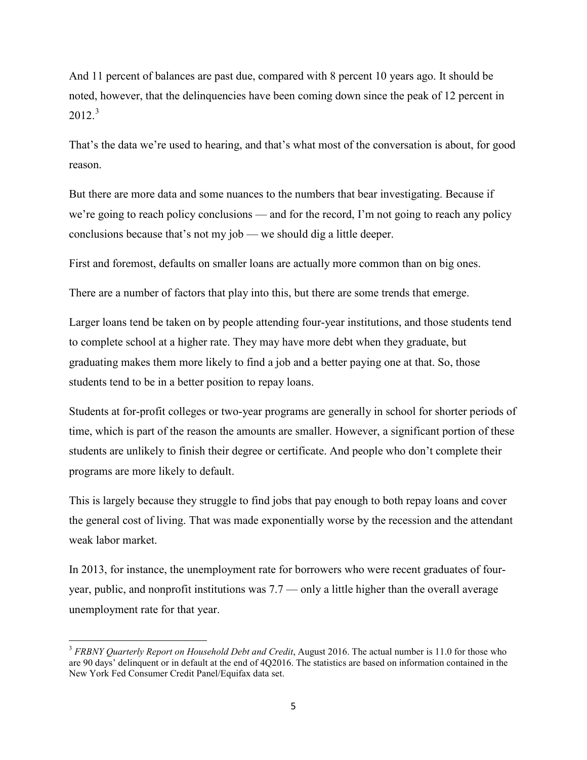And 11 percent of balances are past due, compared with 8 percent 10 years ago. It should be noted, however, that the delinquencies have been coming down since the peak of 12 percent in 2012.[3]

That's the data we're used to hearing, and that's what most of the conversation is about, for good reason.

But there are more data and some nuances to the numbers that bear investigating. Because if we're going to reach policy conclusions — and for the record, I'm not going to reach any policy conclusions because that's not my job — we should dig a little deeper.

First and foremost, defaults on smaller loans are actually more common than on big ones.

There are a number of factors that play into this, but there are some trends that emerge.

Larger loans tend be taken on by people attending four-year institutions, and those students tend to complete school at a higher rate. They may have more debt when they graduate, but graduating makes them more likely to find a job and a better paying one at that. So, those students tend to be in a better position to repay loans.

Students at for-profit colleges or two-year programs are generally in school for shorter periods of time, which is part of the reason the amounts are smaller. However, a significant portion of these students are unlikely to finish their degree or certificate. And people who don't complete their programs are more likely to default.

This is largely because they struggle to find jobs that pay enough to both repay loans and cover the general cost of living. That was made exponentially worse by the recession and the attendant weak labor market.

In 2013, for instance, the unemployment rate for borrowers who were recent graduates of four-year, public, and nonprofit institutions was 7.7 — only a little higher than the overall average unemployment rate for that year.

---

[3] *FRBNY Quarterly Report on Household Debt and Credit*, August 2016. The actual number is 11.0 for those who are 90 days' delinquent or in default at the end of 4Q2016. The statistics are based on information contained in the New York Fed Consumer Credit Panel/Equifax data set.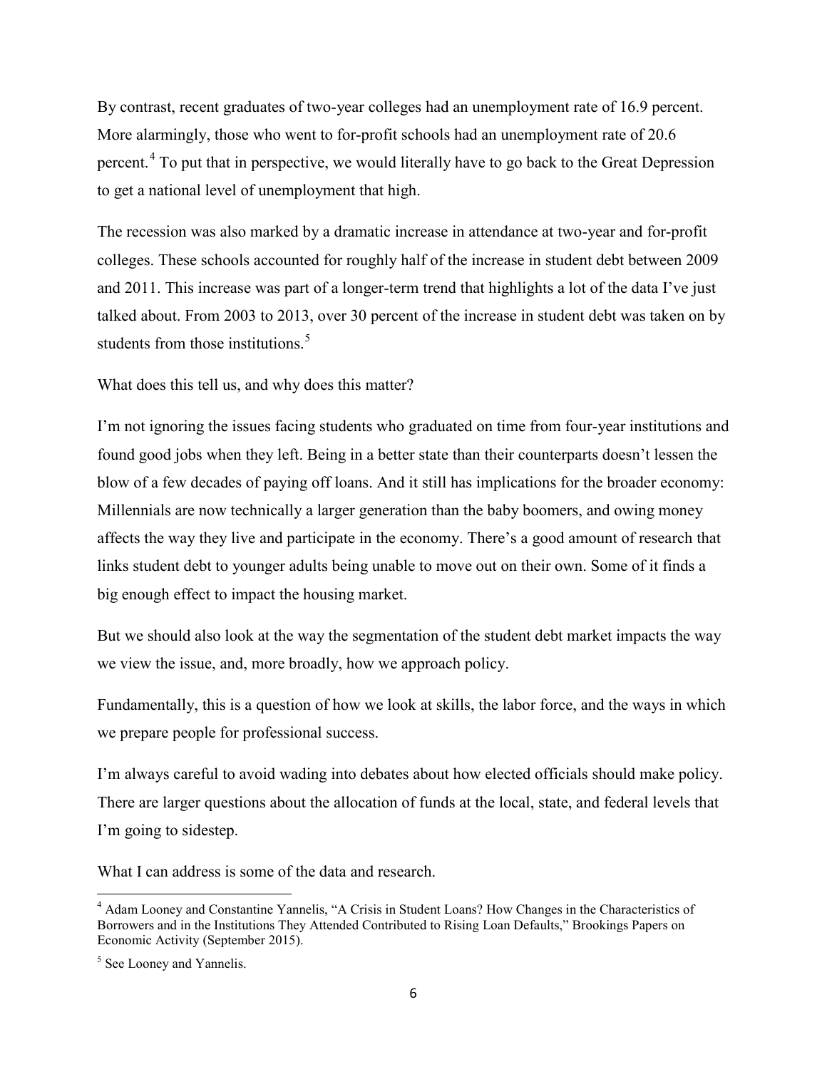By contrast, recent graduates of two-year colleges had an unemployment rate of 16.9 percent. More alarmingly, those who went to for-profit schools had an unemployment rate of 20.6 percent.[4] To put that in perspective, we would literally have to go back to the Great Depression to get a national level of unemployment that high.

The recession was also marked by a dramatic increase in attendance at two-year and for-profit colleges. These schools accounted for roughly half of the increase in student debt between 2009 and 2011. This increase was part of a longer-term trend that highlights a lot of the data I've just talked about. From 2003 to 2013, over 30 percent of the increase in student debt was taken on by students from those institutions.[5]

What does this tell us, and why does this matter?

I'm not ignoring the issues facing students who graduated on time from four-year institutions and found good jobs when they left. Being in a better state than their counterparts doesn't lessen the blow of a few decades of paying off loans. And it still has implications for the broader economy: Millennials are now technically a larger generation than the baby boomers, and owing money affects the way they live and participate in the economy. There's a good amount of research that links student debt to younger adults being unable to move out on their own. Some of it finds a big enough effect to impact the housing market.

But we should also look at the way the segmentation of the student debt market impacts the way we view the issue, and, more broadly, how we approach policy.

Fundamentally, this is a question of how we look at skills, the labor force, and the ways in which we prepare people for professional success.

I'm always careful to avoid wading into debates about how elected officials should make policy. There are larger questions about the allocation of funds at the local, state, and federal levels that I'm going to sidestep.

What I can address is some of the data and research.

---

[4] Adam Looney and Constantine Yannelis, "A Crisis in Student Loans? How Changes in the Characteristics of Borrowers and in the Institutions They Attended Contributed to Rising Loan Defaults," Brookings Papers on Economic Activity (September 2015).

[5] See Looney and Yannelis.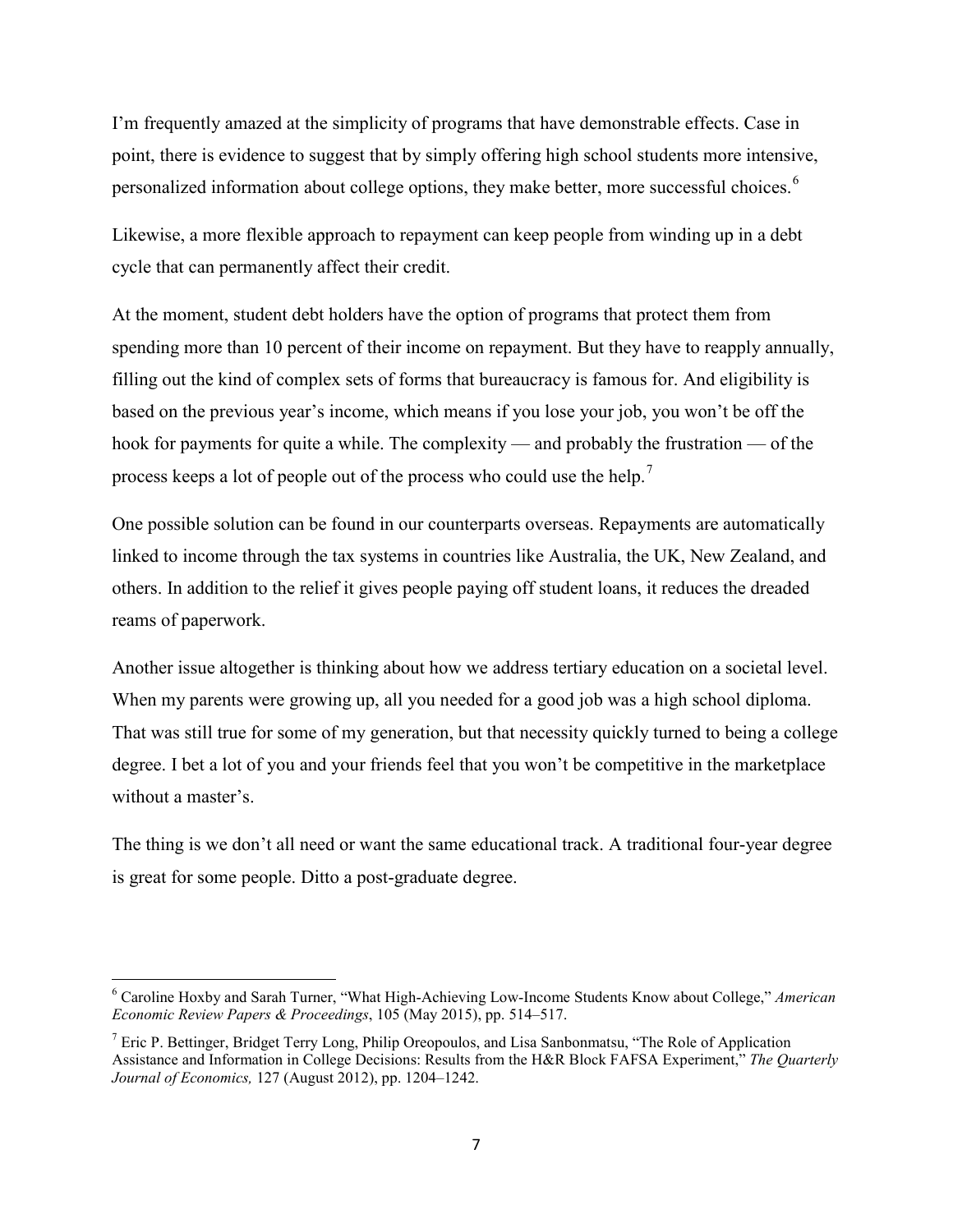I'm frequently amazed at the simplicity of programs that have demonstrable effects. Case in point, there is evidence to suggest that by simply offering high school students more intensive, personalized information about college options, they make better, more successful choices.[6]

Likewise, a more flexible approach to repayment can keep people from winding up in a debt cycle that can permanently affect their credit.

At the moment, student debt holders have the option of programs that protect them from spending more than 10 percent of their income on repayment. But they have to reapply annually, filling out the kind of complex sets of forms that bureaucracy is famous for. And eligibility is based on the previous year's income, which means if you lose your job, you won't be off the hook for payments for quite a while. The complexity — and probably the frustration — of the process keeps a lot of people out of the process who could use the help.[7]

One possible solution can be found in our counterparts overseas. Repayments are automatically linked to income through the tax systems in countries like Australia, the UK, New Zealand, and others. In addition to the relief it gives people paying off student loans, it reduces the dreaded reams of paperwork.

Another issue altogether is thinking about how we address tertiary education on a societal level. When my parents were growing up, all you needed for a good job was a high school diploma. That was still true for some of my generation, but that necessity quickly turned to being a college degree. I bet a lot of you and your friends feel that you won't be competitive in the marketplace without a master's.

The thing is we don't all need or want the same educational track. A traditional four-year degree is great for some people. Ditto a post-graduate degree.

---

[6] Caroline Hoxby and Sarah Turner, "What High-Achieving Low-Income Students Know about College," *American Economic Review Papers & Proceedings*, 105 (May 2015), pp. 514–517.

[7] Eric P. Bettinger, Bridget Terry Long, Philip Oreopoulos, and Lisa Sanbonmatsu, "The Role of Application Assistance and Information in College Decisions: Results from the H&R Block FAFSA Experiment," *The Quarterly Journal of Economics,* 127 (August 2012), pp. 1204–1242.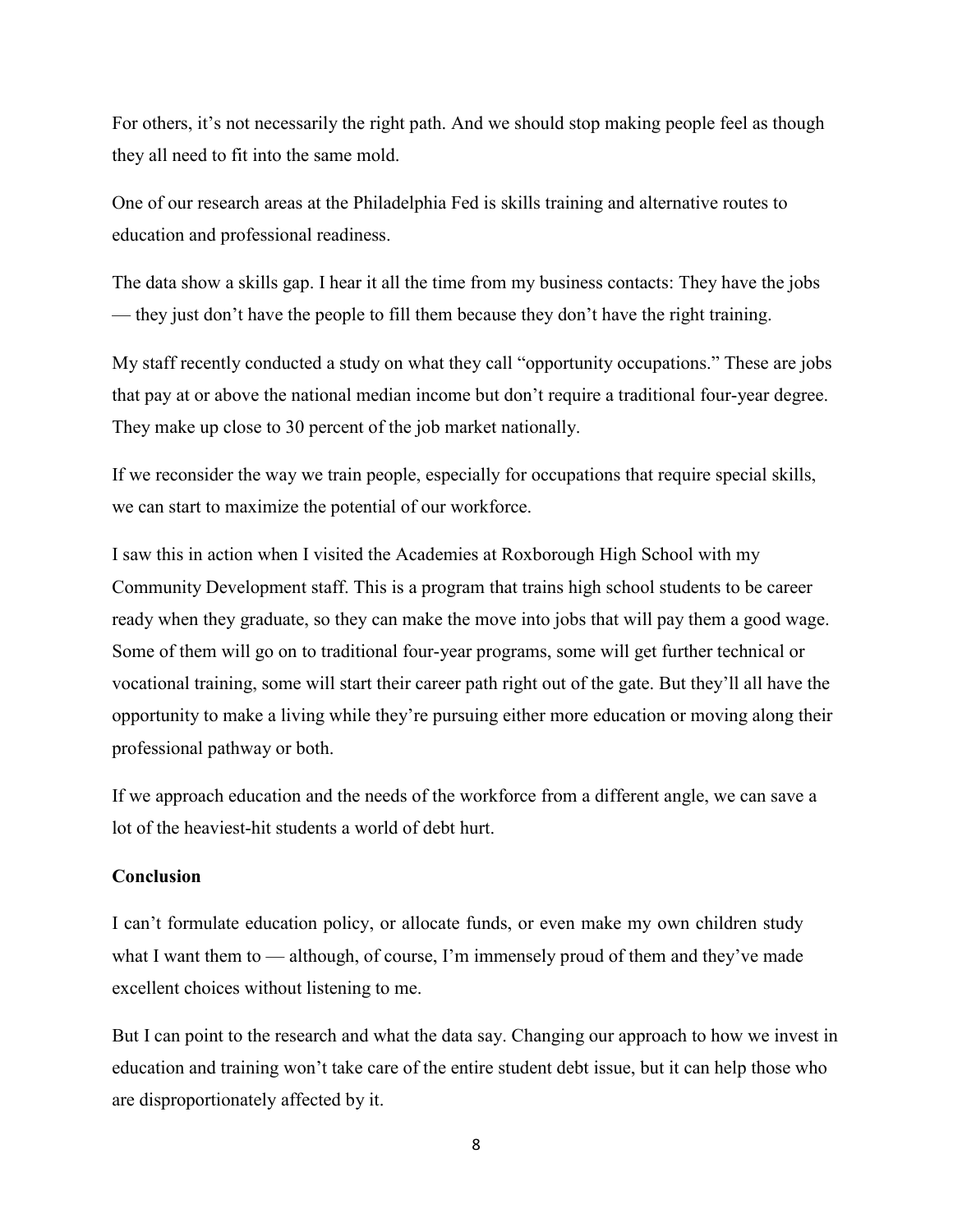For others, it's not necessarily the right path. And we should stop making people feel as though they all need to fit into the same mold.

One of our research areas at the Philadelphia Fed is skills training and alternative routes to education and professional readiness.

The data show a skills gap. I hear it all the time from my business contacts: They have the jobs — they just don't have the people to fill them because they don't have the right training.

My staff recently conducted a study on what they call "opportunity occupations." These are jobs that pay at or above the national median income but don't require a traditional four-year degree. They make up close to 30 percent of the job market nationally.

If we reconsider the way we train people, especially for occupations that require special skills, we can start to maximize the potential of our workforce.

I saw this in action when I visited the Academies at Roxborough High School with my Community Development staff. This is a program that trains high school students to be career ready when they graduate, so they can make the move into jobs that will pay them a good wage. Some of them will go on to traditional four-year programs, some will get further technical or vocational training, some will start their career path right out of the gate. But they'll all have the opportunity to make a living while they're pursuing either more education or moving along their professional pathway or both.

If we approach education and the needs of the workforce from a different angle, we can save a lot of the heaviest-hit students a world of debt hurt.

**Conclusion**

I can't formulate education policy, or allocate funds, or even make my own children study what I want them to — although, of course, I'm immensely proud of them and they've made excellent choices without listening to me.

But I can point to the research and what the data say. Changing our approach to how we invest in education and training won't take care of the entire student debt issue, but it can help those who are disproportionately affected by it.